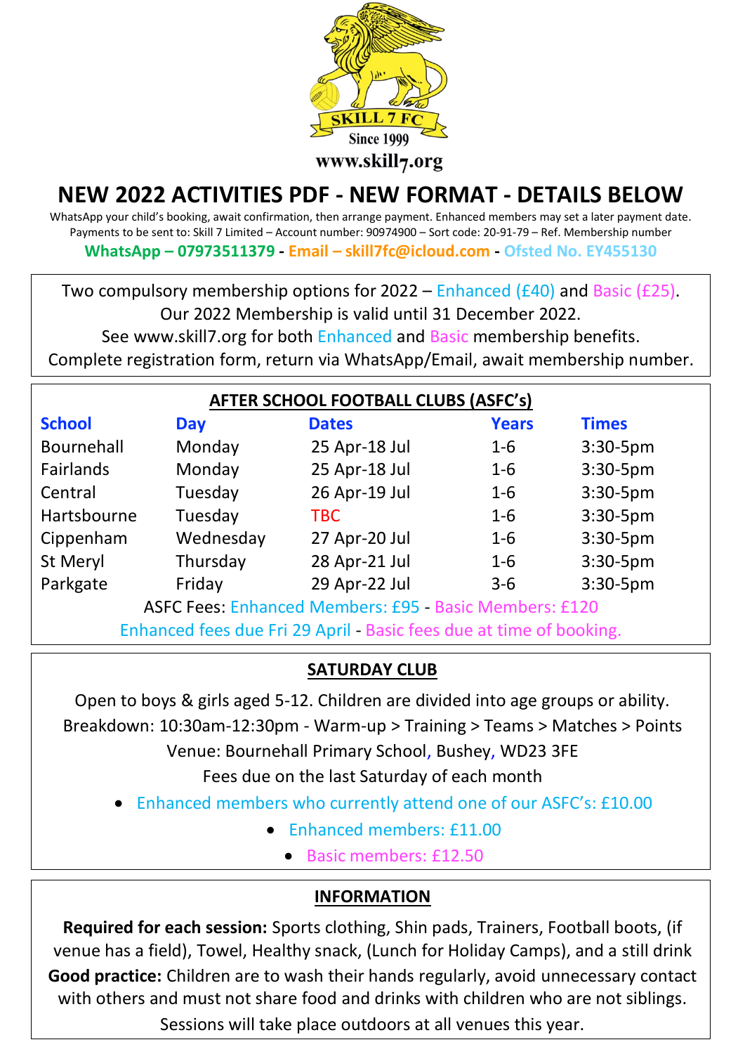SKILL 7 FC

Since 1999

www.skill7.org

# NEW 2022 ACTIVITIES PDF - NEW FORMAT - DETAILS BELOW

WhatsApp your child's booking, await confirmation, then arrange payment. Enhanced members may set a later payment date.
Payments to be sent to: Skill 7 Limited – Account number: 90974900 – Sort code: 20-91-79 – Ref. Membership number

**WhatsApp – 07973511379 - Email – skill7fc@icloud.com - Ofsted No. EY455130**

Two compulsory membership options for 2022 – Enhanced (£40) and Basic (£25).
Our 2022 Membership is valid until 31 December 2022.
See www.skill7.org for both Enhanced and Basic membership benefits.
Complete registration form, return via WhatsApp/Email, await membership number.

## AFTER SCHOOL FOOTBALL CLUBS (ASFC's)

| School | Day | Dates | Years | Times |
|---|---|---|---|---|
| Bournehall | Monday | 25 Apr-18 Jul | 1-6 | 3:30-5pm |
| Fairlands | Monday | 25 Apr-18 Jul | 1-6 | 3:30-5pm |
| Central | Tuesday | 26 Apr-19 Jul | 1-6 | 3:30-5pm |
| Hartsbourne | Tuesday | TBC | 1-6 | 3:30-5pm |
| Cippenham | Wednesday | 27 Apr-20 Jul | 1-6 | 3:30-5pm |
| St Meryl | Thursday | 28 Apr-21 Jul | 1-6 | 3:30-5pm |
| Parkgate | Friday | 29 Apr-22 Jul | 3-6 | 3:30-5pm |

ASFC Fees: Enhanced Members: £95 - Basic Members: £120

Enhanced fees due Fri 29 April - Basic fees due at time of booking.

## SATURDAY CLUB

Open to boys & girls aged 5-12. Children are divided into age groups or ability.
Breakdown: 10:30am-12:30pm - Warm-up > Training > Teams > Matches > Points
Venue: Bournehall Primary School, Bushey, WD23 3FE
Fees due on the last Saturday of each month

- Enhanced members who currently attend one of our ASFC's: £10.00
- Enhanced members: £11.00
- Basic members: £12.50

## INFORMATION

**Required for each session:** Sports clothing, Shin pads, Trainers, Football boots, (if venue has a field), Towel, Healthy snack, (Lunch for Holiday Camps), and a still drink

**Good practice:** Children are to wash their hands regularly, avoid unnecessary contact with others and must not share food and drinks with children who are not siblings.

Sessions will take place outdoors at all venues this year.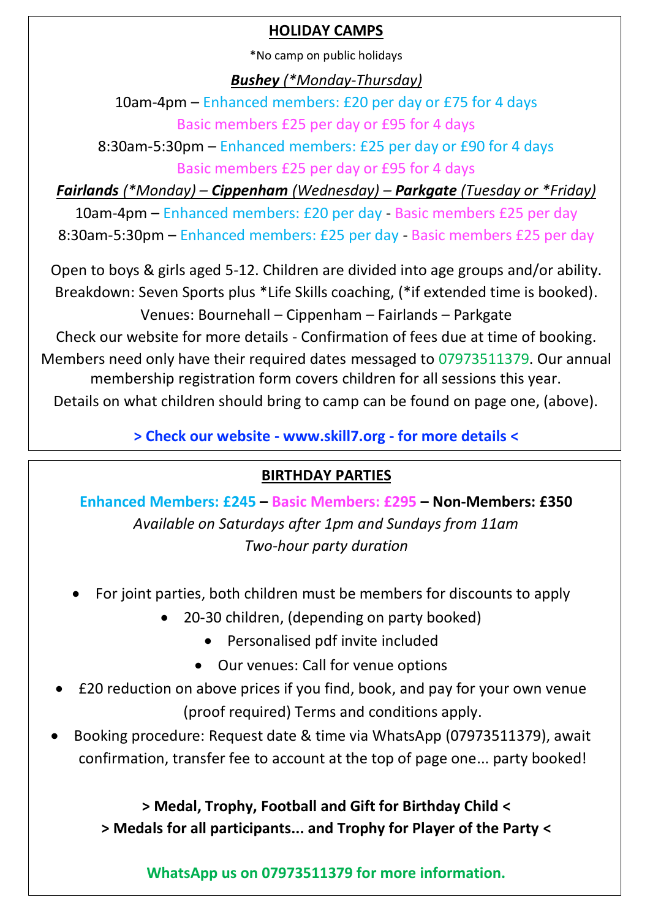## HOLIDAY CAMPS

*No camp on public holidays

***Bushey*** *(*Monday-Thursday)*

10am-4pm – Enhanced members: £20 per day or £75 for 4 days

Basic members £25 per day or £95 for 4 days

8:30am-5:30pm – Enhanced members: £25 per day or £90 for 4 days

Basic members £25 per day or £95 for 4 days

***Fairlands*** *(*Monday)* – ***Cippenham*** *(Wednesday)* – ***Parkgate*** *(Tuesday or *Friday)*

10am-4pm – Enhanced members: £20 per day - Basic members £25 per day

8:30am-5:30pm – Enhanced members: £25 per day - Basic members £25 per day

Open to boys & girls aged 5-12. Children are divided into age groups and/or ability.
Breakdown: Seven Sports plus *Life Skills coaching, (*if extended time is booked).
Venues: Bournehall – Cippenham – Fairlands – Parkgate
Check our website for more details - Confirmation of fees due at time of booking.
Members need only have their required dates messaged to 07973511379. Our annual membership registration form covers children for all sessions this year.
Details on what children should bring to camp can be found on page one, (above).

**> Check our website - www.skill7.org - for more details <**

## BIRTHDAY PARTIES

**Enhanced Members: £245 – Basic Members: £295 – Non-Members: £350**

*Available on Saturdays after 1pm and Sundays from 11am*

*Two-hour party duration*

- For joint parties, both children must be members for discounts to apply
- 20-30 children, (depending on party booked)
- Personalised pdf invite included
- Our venues: Call for venue options
- £20 reduction on above prices if you find, book, and pay for your own venue (proof required) Terms and conditions apply.
- Booking procedure: Request date & time via WhatsApp (07973511379), await confirmation, transfer fee to account at the top of page one... party booked!

**> Medal, Trophy, Football and Gift for Birthday Child <**

**> Medals for all participants... and Trophy for Player of the Party <**

**WhatsApp us on 07973511379 for more information.**